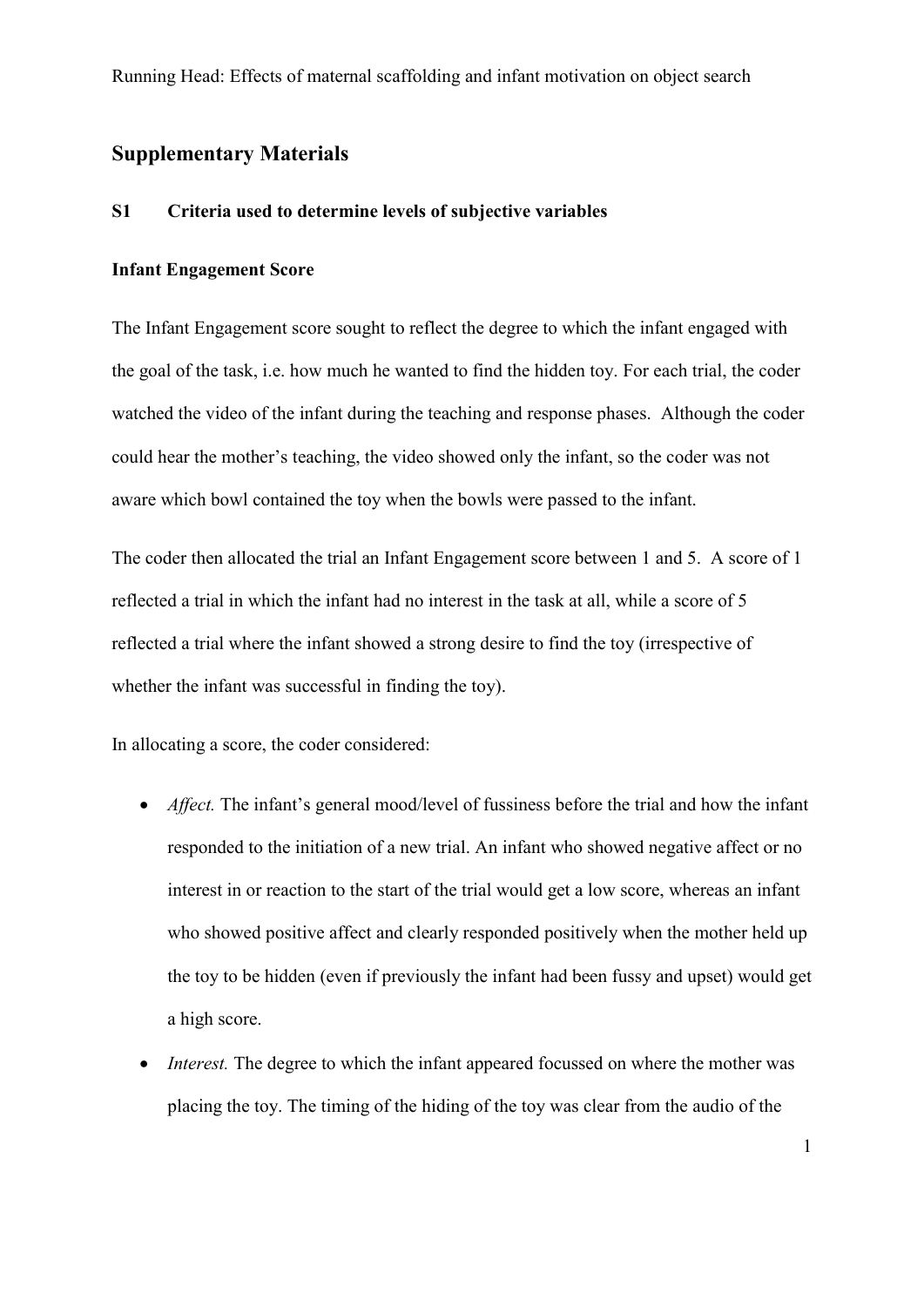## Supplementary Materials

### S1 Criteria used to determine levels of subjective variables

#### Infant Engagement Score

The Infant Engagement score sought to reflect the degree to which the infant engaged with the goal of the task, i.e. how much he wanted to find the hidden toy. For each trial, the coder watched the video of the infant during the teaching and response phases. Although the coder could hear the mother's teaching, the video showed only the infant, so the coder was not aware which bowl contained the toy when the bowls were passed to the infant.

The coder then allocated the trial an Infant Engagement score between 1 and 5. A score of 1 reflected a trial in which the infant had no interest in the task at all, while a score of 5 reflected a trial where the infant showed a strong desire to find the toy (irrespective of whether the infant was successful in finding the toy).

In allocating a score, the coder considered:

- *Affect.* The infant's general mood/level of fussiness before the trial and how the infant responded to the initiation of a new trial. An infant who showed negative affect or no interest in or reaction to the start of the trial would get a low score, whereas an infant who showed positive affect and clearly responded positively when the mother held up the toy to be hidden (even if previously the infant had been fussy and upset) would get a high score.
- *Interest.* The degree to which the infant appeared focussed on where the mother was placing the toy. The timing of the hiding of the toy was clear from the audio of the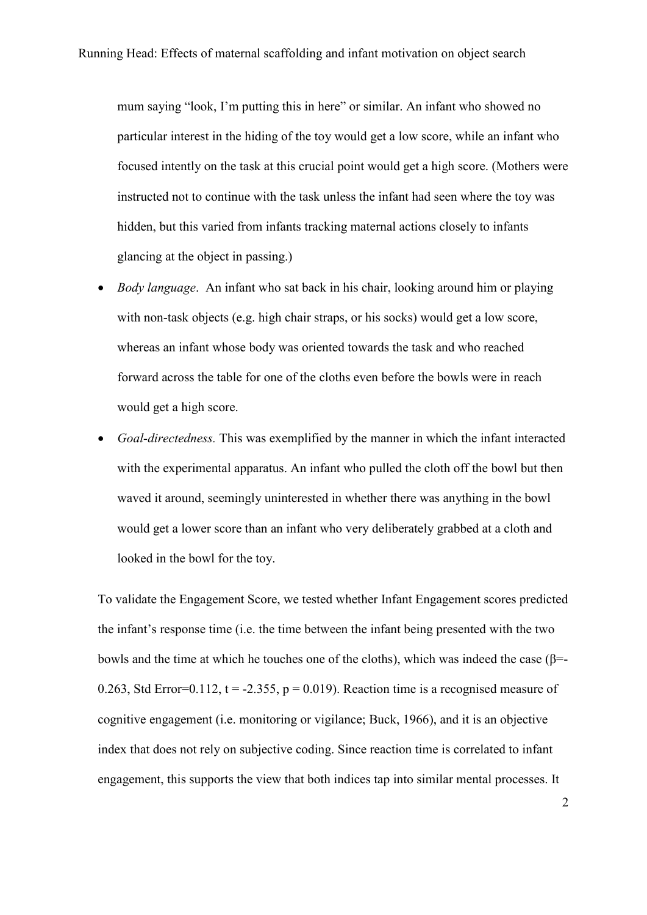mum saying "look, I'm putting this in here" or similar. An infant who showed no particular interest in the hiding of the toy would get a low score, while an infant who focused intently on the task at this crucial point would get a high score. (Mothers were instructed not to continue with the task unless the infant had seen where the toy was hidden, but this varied from infants tracking maternal actions closely to infants glancing at the object in passing.)

- *Body language*. An infant who sat back in his chair, looking around him or playing with non-task objects (e.g. high chair straps, or his socks) would get a low score, whereas an infant whose body was oriented towards the task and who reached forward across the table for one of the cloths even before the bowls were in reach would get a high score.
- *Goal-directedness.* This was exemplified by the manner in which the infant interacted with the experimental apparatus. An infant who pulled the cloth off the bowl but then waved it around, seemingly uninterested in whether there was anything in the bowl would get a lower score than an infant who very deliberately grabbed at a cloth and looked in the bowl for the toy.

To validate the Engagement Score, we tested whether Infant Engagement scores predicted the infant's response time (i.e. the time between the infant being presented with the two bowls and the time at which he touches one of the cloths), which was indeed the case ($\beta = -0.263$, Std Error=0.112, $t = -2.355$, $p = 0.019$). Reaction time is a recognised measure of cognitive engagement (i.e. monitoring or vigilance; Buck, 1966), and it is an objective index that does not rely on subjective coding. Since reaction time is correlated to infant engagement, this supports the view that both indices tap into similar mental processes. It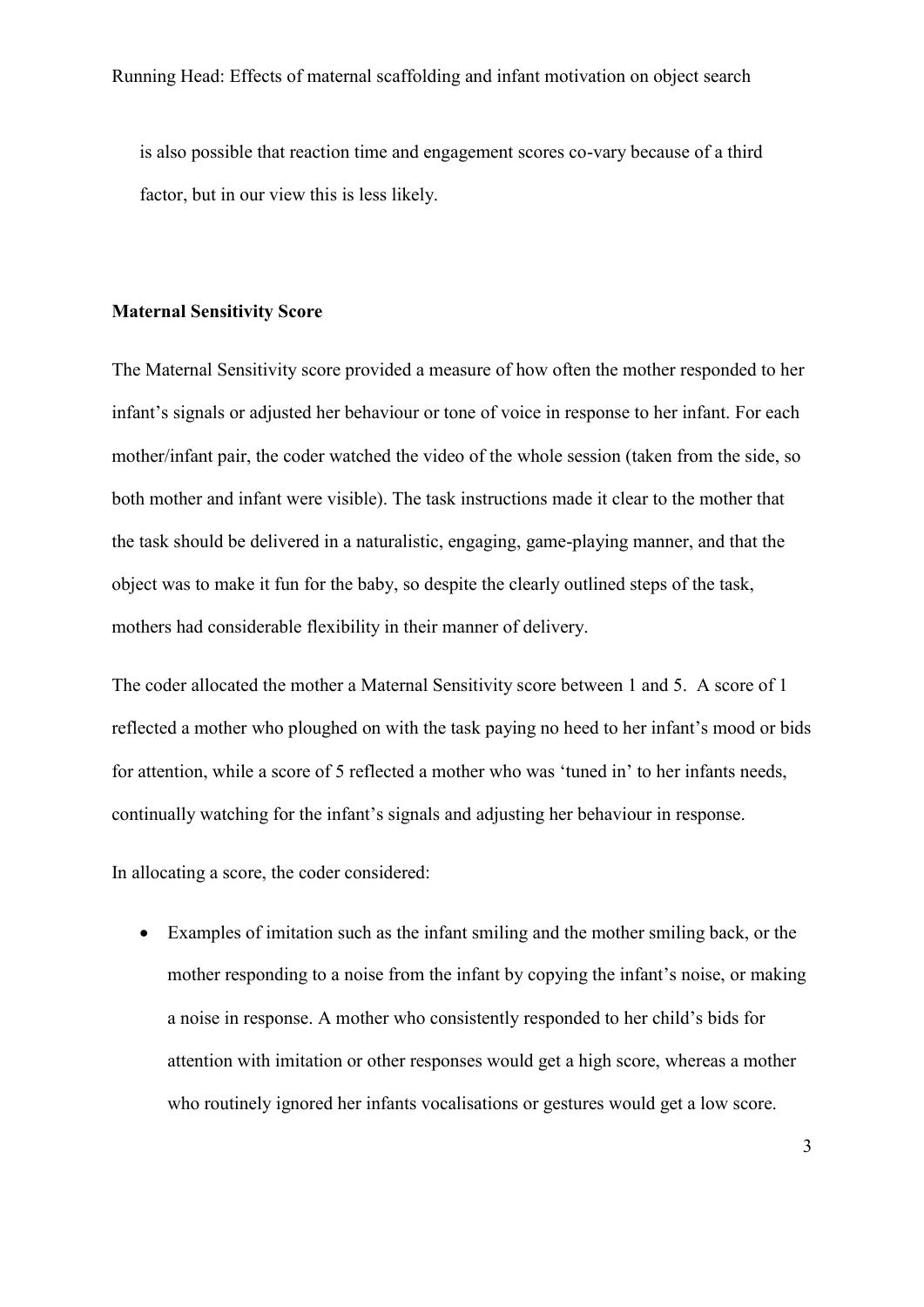is also possible that reaction time and engagement scores co-vary because of a third factor, but in our view this is less likely.

**Maternal Sensitivity Score**

The Maternal Sensitivity score provided a measure of how often the mother responded to her infant's signals or adjusted her behaviour or tone of voice in response to her infant. For each mother/infant pair, the coder watched the video of the whole session (taken from the side, so both mother and infant were visible). The task instructions made it clear to the mother that the task should be delivered in a naturalistic, engaging, game-playing manner, and that the object was to make it fun for the baby, so despite the clearly outlined steps of the task, mothers had considerable flexibility in their manner of delivery.

The coder allocated the mother a Maternal Sensitivity score between 1 and 5. A score of 1 reflected a mother who ploughed on with the task paying no heed to her infant's mood or bids for attention, while a score of 5 reflected a mother who was 'tuned in' to her infants needs, continually watching for the infant's signals and adjusting her behaviour in response.

In allocating a score, the coder considered:

- Examples of imitation such as the infant smiling and the mother smiling back, or the mother responding to a noise from the infant by copying the infant's noise, or making a noise in response. A mother who consistently responded to her child's bids for attention with imitation or other responses would get a high score, whereas a mother who routinely ignored her infants vocalisations or gestures would get a low score.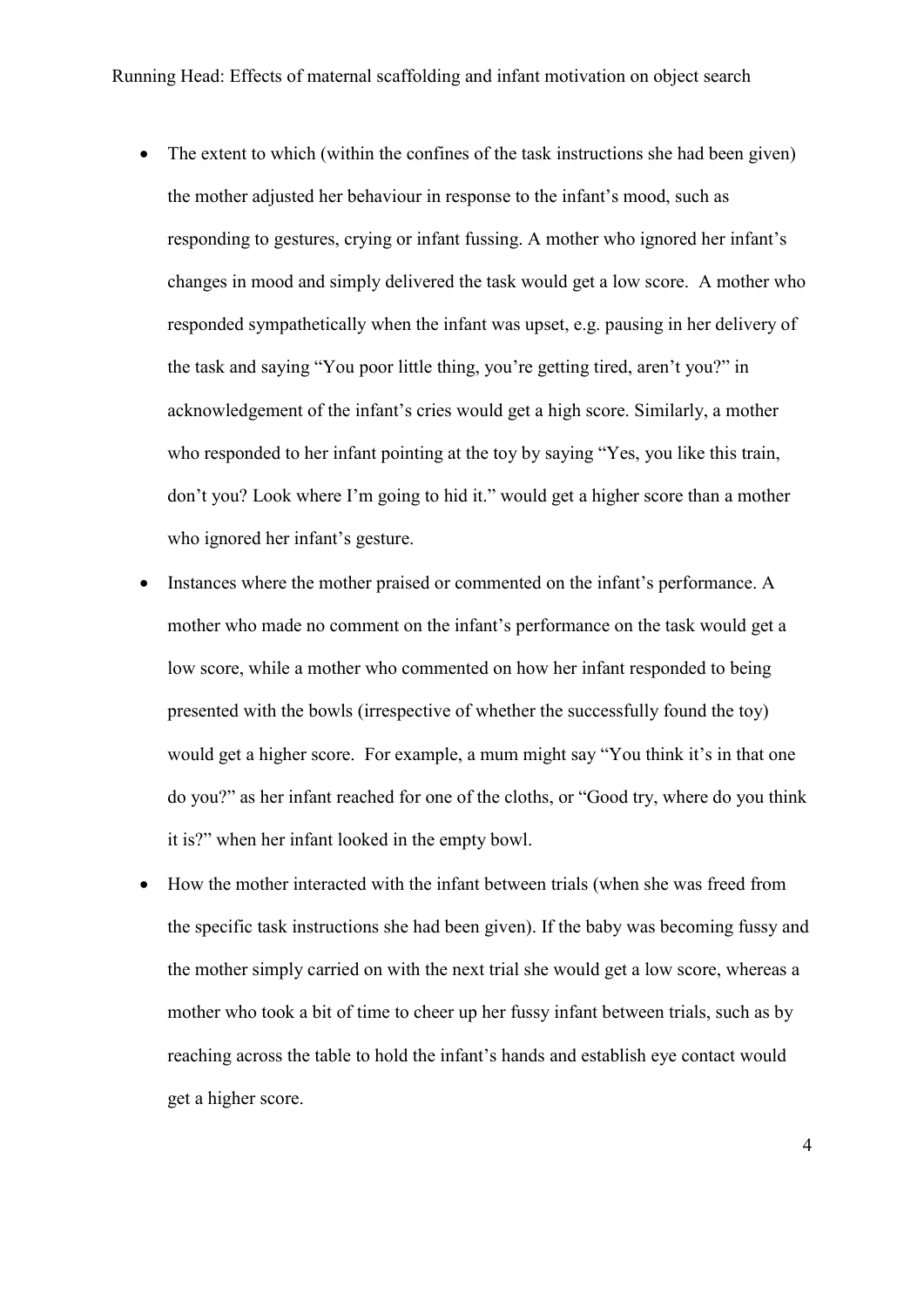- The extent to which (within the confines of the task instructions she had been given) the mother adjusted her behaviour in response to the infant's mood, such as responding to gestures, crying or infant fussing. A mother who ignored her infant's changes in mood and simply delivered the task would get a low score. A mother who responded sympathetically when the infant was upset, e.g. pausing in her delivery of the task and saying "You poor little thing, you're getting tired, aren't you?" in acknowledgement of the infant's cries would get a high score. Similarly, a mother who responded to her infant pointing at the toy by saying "Yes, you like this train, don't you? Look where I'm going to hid it." would get a higher score than a mother who ignored her infant's gesture.
- Instances where the mother praised or commented on the infant's performance. A mother who made no comment on the infant's performance on the task would get a low score, while a mother who commented on how her infant responded to being presented with the bowls (irrespective of whether the successfully found the toy) would get a higher score. For example, a mum might say "You think it's in that one do you?" as her infant reached for one of the cloths, or "Good try, where do you think it is?" when her infant looked in the empty bowl.
- How the mother interacted with the infant between trials (when she was freed from the specific task instructions she had been given). If the baby was becoming fussy and the mother simply carried on with the next trial she would get a low score, whereas a mother who took a bit of time to cheer up her fussy infant between trials, such as by reaching across the table to hold the infant's hands and establish eye contact would get a higher score.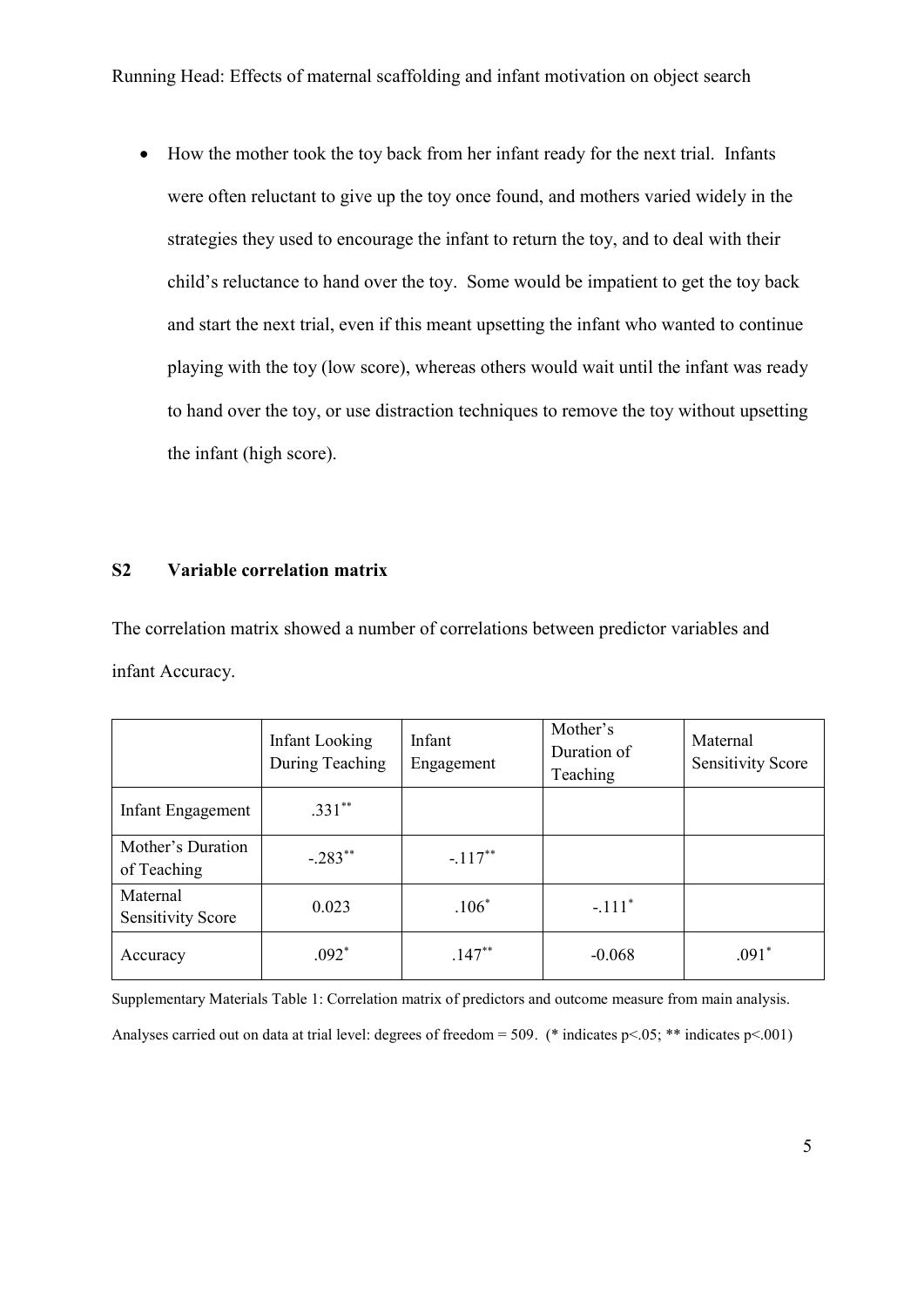- How the mother took the toy back from her infant ready for the next trial. Infants were often reluctant to give up the toy once found, and mothers varied widely in the strategies they used to encourage the infant to return the toy, and to deal with their child's reluctance to hand over the toy. Some would be impatient to get the toy back and start the next trial, even if this meant upsetting the infant who wanted to continue playing with the toy (low score), whereas others would wait until the infant was ready to hand over the toy, or use distraction techniques to remove the toy without upsetting the infant (high score).

## S2 Variable correlation matrix

The correlation matrix showed a number of correlations between predictor variables and infant Accuracy.

| | Infant Looking During Teaching | Infant Engagement | Mother's Duration of Teaching | Maternal Sensitivity Score |
|---|---|---|---|---|
| Infant Engagement | .331** | | | |
| Mother's Duration of Teaching | -.283** | -.117** | | |
| Maternal Sensitivity Score | 0.023 | .106* | -.111* | |
| Accuracy | .092* | .147** | -0.068 | .091* |

Supplementary Materials Table 1: Correlation matrix of predictors and outcome measure from main analysis.

Analyses carried out on data at trial level: degrees of freedom = 509. (* indicates $p<.05$; ** indicates $p<.001$)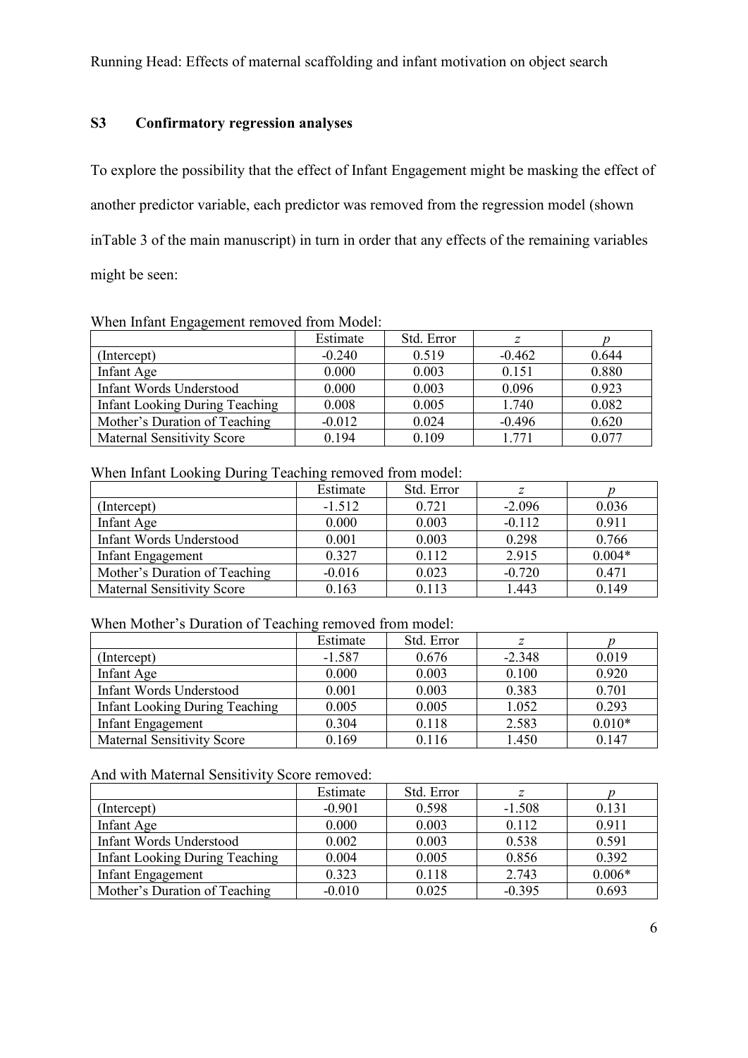## S3 Confirmatory regression analyses

To explore the possibility that the effect of Infant Engagement might be masking the effect of another predictor variable, each predictor was removed from the regression model (shown inTable 3 of the main manuscript) in turn in order that any effects of the remaining variables might be seen:

When Infant Engagement removed from Model:

| | Estimate | Std. Error | *z* | *p* |
|---|---|---|---|---|
| (Intercept) | -0.240 | 0.519 | -0.462 | 0.644 |
| Infant Age | 0.000 | 0.003 | 0.151 | 0.880 |
| Infant Words Understood | 0.000 | 0.003 | 0.096 | 0.923 |
| Infant Looking During Teaching | 0.008 | 0.005 | 1.740 | 0.082 |
| Mother's Duration of Teaching | -0.012 | 0.024 | -0.496 | 0.620 |
| Maternal Sensitivity Score | 0.194 | 0.109 | 1.771 | 0.077 |

When Infant Looking During Teaching removed from model:

| | Estimate | Std. Error | *z* | *p* |
|---|---|---|---|---|
| (Intercept) | -1.512 | 0.721 | -2.096 | 0.036 |
| Infant Age | 0.000 | 0.003 | -0.112 | 0.911 |
| Infant Words Understood | 0.001 | 0.003 | 0.298 | 0.766 |
| Infant Engagement | 0.327 | 0.112 | 2.915 | 0.004* |
| Mother's Duration of Teaching | -0.016 | 0.023 | -0.720 | 0.471 |
| Maternal Sensitivity Score | 0.163 | 0.113 | 1.443 | 0.149 |

When Mother's Duration of Teaching removed from model:

| | Estimate | Std. Error | *z* | *p* |
|---|---|---|---|---|
| (Intercept) | -1.587 | 0.676 | -2.348 | 0.019 |
| Infant Age | 0.000 | 0.003 | 0.100 | 0.920 |
| Infant Words Understood | 0.001 | 0.003 | 0.383 | 0.701 |
| Infant Looking During Teaching | 0.005 | 0.005 | 1.052 | 0.293 |
| Infant Engagement | 0.304 | 0.118 | 2.583 | 0.010* |
| Maternal Sensitivity Score | 0.169 | 0.116 | 1.450 | 0.147 |

And with Maternal Sensitivity Score removed:

| | Estimate | Std. Error | *z* | *p* |
|---|---|---|---|---|
| (Intercept) | -0.901 | 0.598 | -1.508 | 0.131 |
| Infant Age | 0.000 | 0.003 | 0.112 | 0.911 |
| Infant Words Understood | 0.002 | 0.003 | 0.538 | 0.591 |
| Infant Looking During Teaching | 0.004 | 0.005 | 0.856 | 0.392 |
| Infant Engagement | 0.323 | 0.118 | 2.743 | 0.006* |
| Mother's Duration of Teaching | -0.010 | 0.025 | -0.395 | 0.693 |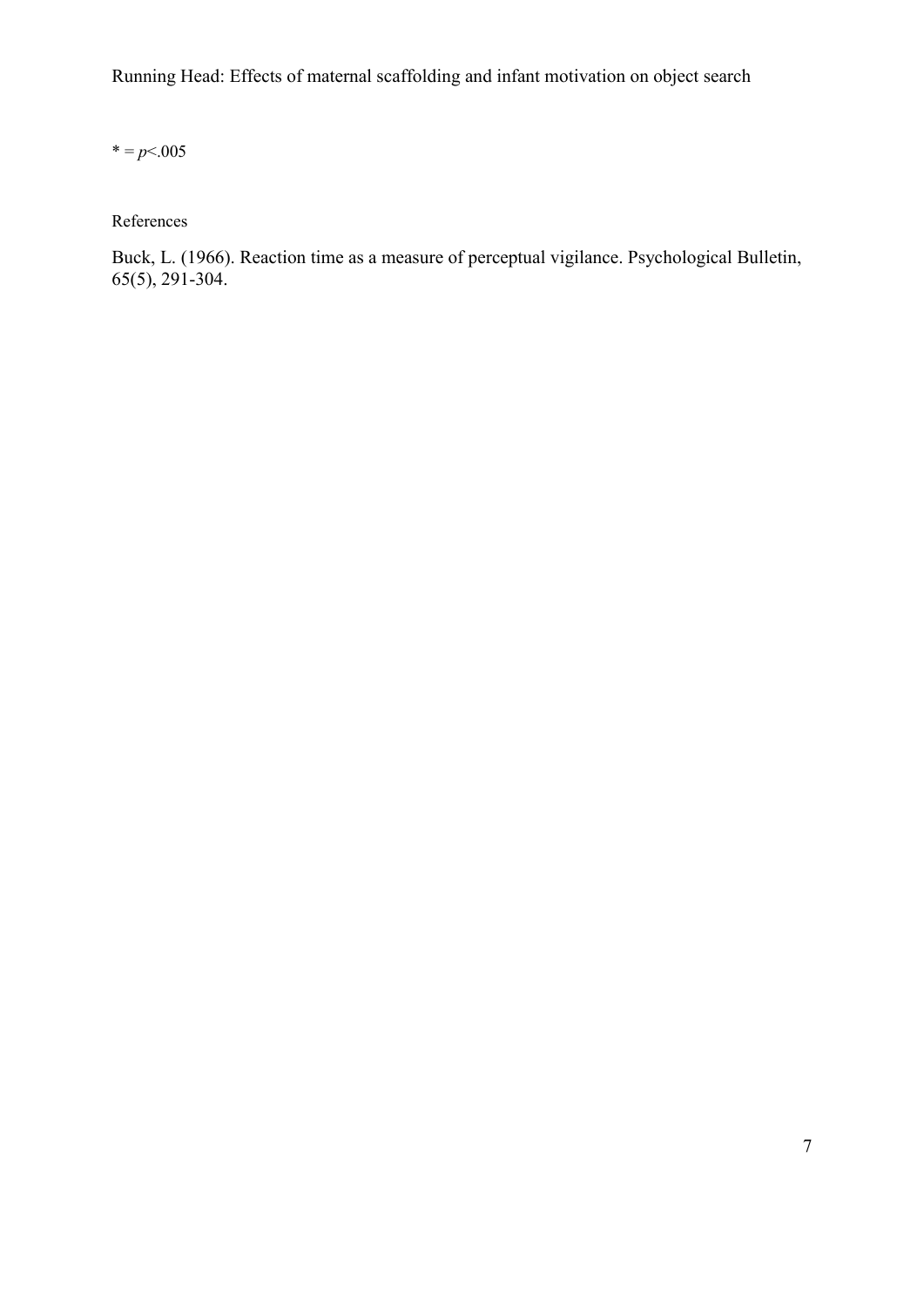* = $p<.005$

References

Buck, L. (1966). Reaction time as a measure of perceptual vigilance. Psychological Bulletin, 65(5), 291-304.